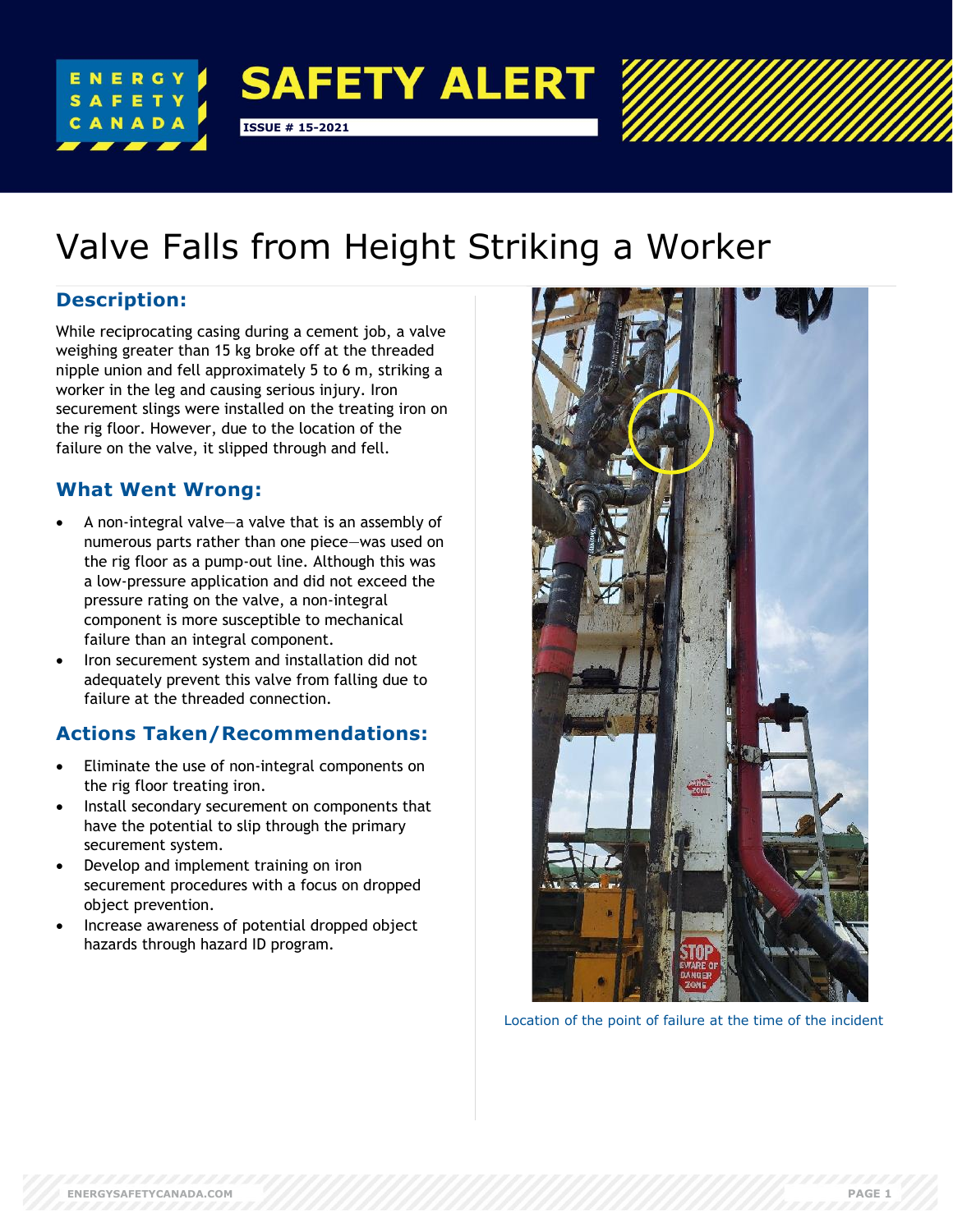# SAFETY ALERT

ISSUE # 15-2021

# Valve Falls from Height Striking a Worker

## Description:

While reciprocating casing during a cement job, a valve weighing greater than 15 kg broke off at the threaded nipple union and fell approximately 5 to 6 m, striking a worker in the leg and causing serious injury. Iron securement slings were installed on the treating iron on the rig floor. However, due to the location of the failure on the valve, it slipped through and fell.

## What Went Wrong:

- A non-integral valve—a valve that is an assembly of numerous parts rather than one piece—was used on the rig floor as a pump-out line. Although this was a low-pressure application and did not exceed the pressure rating on the valve, a non-integral component is more susceptible to mechanical failure than an integral component.
- Iron securement system and installation did not adequately prevent this valve from falling due to failure at the threaded connection.

## Actions Taken/Recommendations:

- Eliminate the use of non-integral components on the rig floor treating iron.
- Install secondary securement on components that have the potential to slip through the primary securement system.
- Develop and implement training on iron securement procedures with a focus on dropped object prevention.
- Increase awareness of potential dropped object hazards through hazard ID program.

Location of the point of failure at the time of the incident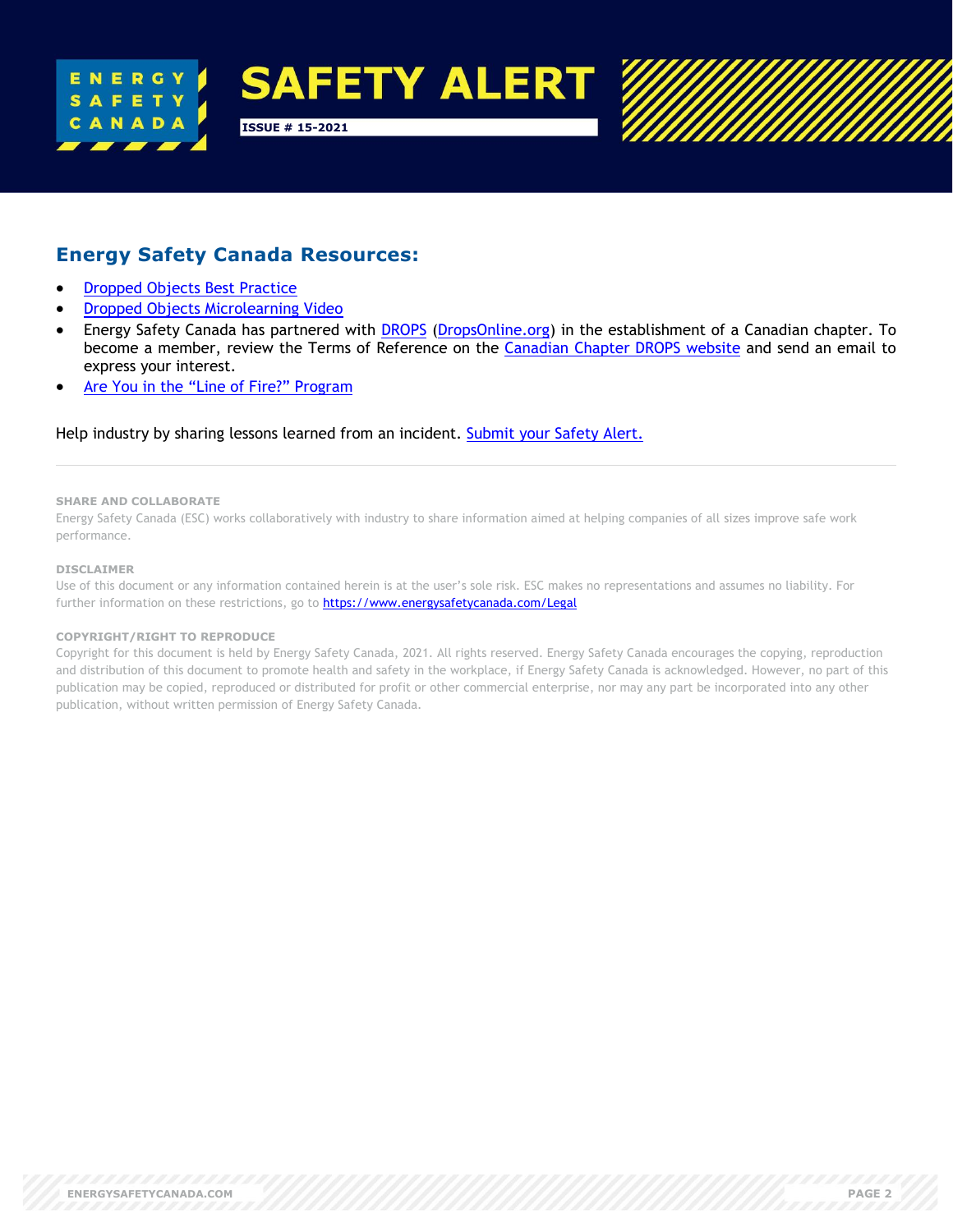## Energy Safety Canada Resources:

- Dropped Objects Best Practice
- Dropped Objects Microlearning Video
- Energy Safety Canada has partnered with DROPS (DropsOnline.org) in the establishment of a Canadian chapter. To become a member, review the Terms of Reference on the Canadian Chapter DROPS website and send an email to express your interest.
- Are You in the "Line of Fire?" Program

Help industry by sharing lessons learned from an incident. Submit your Safety Alert.

---

**SHARE AND COLLABORATE**

Energy Safety Canada (ESC) works collaboratively with industry to share information aimed at helping companies of all sizes improve safe work performance.

**DISCLAIMER**

Use of this document or any information contained herein is at the user's sole risk. ESC makes no representations and assumes no liability. For further information on these restrictions, go to https://www.energysafetycanada.com/Legal

**COPYRIGHT/RIGHT TO REPRODUCE**

Copyright for this document is held by Energy Safety Canada, 2021. All rights reserved. Energy Safety Canada encourages the copying, reproduction and distribution of this document to promote health and safety in the workplace, if Energy Safety Canada is acknowledged. However, no part of this publication may be copied, reproduced or distributed for profit or other commercial enterprise, nor may any part be incorporated into any other publication, without written permission of Energy Safety Canada.